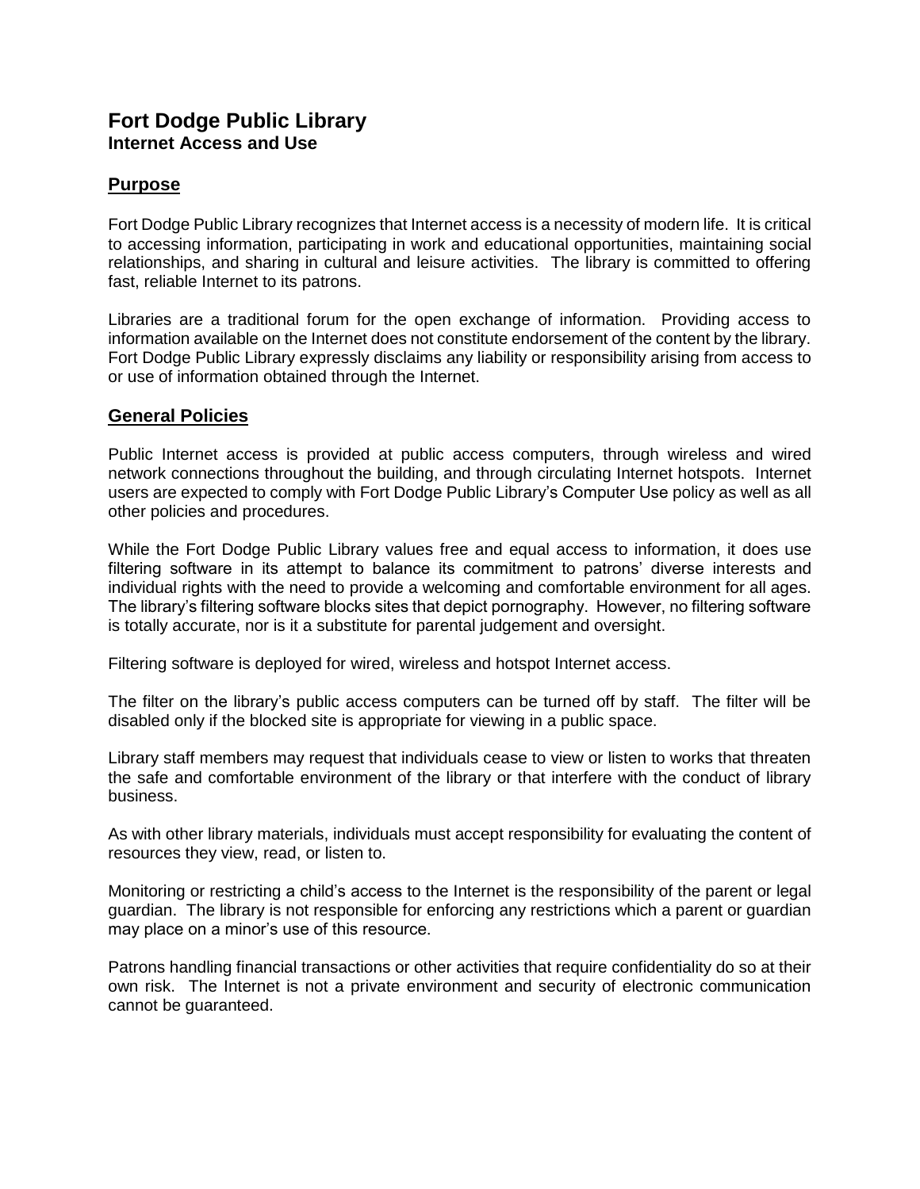# Fort Dodge Public Library

**Internet Access and Use**

## Purpose

Fort Dodge Public Library recognizes that Internet access is a necessity of modern life. It is critical to accessing information, participating in work and educational opportunities, maintaining social relationships, and sharing in cultural and leisure activities. The library is committed to offering fast, reliable Internet to its patrons.

Libraries are a traditional forum for the open exchange of information. Providing access to information available on the Internet does not constitute endorsement of the content by the library. Fort Dodge Public Library expressly disclaims any liability or responsibility arising from access to or use of information obtained through the Internet.

## General Policies

Public Internet access is provided at public access computers, through wireless and wired network connections throughout the building, and through circulating Internet hotspots. Internet users are expected to comply with Fort Dodge Public Library's Computer Use policy as well as all other policies and procedures.

While the Fort Dodge Public Library values free and equal access to information, it does use filtering software in its attempt to balance its commitment to patrons' diverse interests and individual rights with the need to provide a welcoming and comfortable environment for all ages. The library's filtering software blocks sites that depict pornography. However, no filtering software is totally accurate, nor is it a substitute for parental judgement and oversight.

Filtering software is deployed for wired, wireless and hotspot Internet access.

The filter on the library's public access computers can be turned off by staff. The filter will be disabled only if the blocked site is appropriate for viewing in a public space.

Library staff members may request that individuals cease to view or listen to works that threaten the safe and comfortable environment of the library or that interfere with the conduct of library business.

As with other library materials, individuals must accept responsibility for evaluating the content of resources they view, read, or listen to.

Monitoring or restricting a child's access to the Internet is the responsibility of the parent or legal guardian. The library is not responsible for enforcing any restrictions which a parent or guardian may place on a minor's use of this resource.

Patrons handling financial transactions or other activities that require confidentiality do so at their own risk. The Internet is not a private environment and security of electronic communication cannot be guaranteed.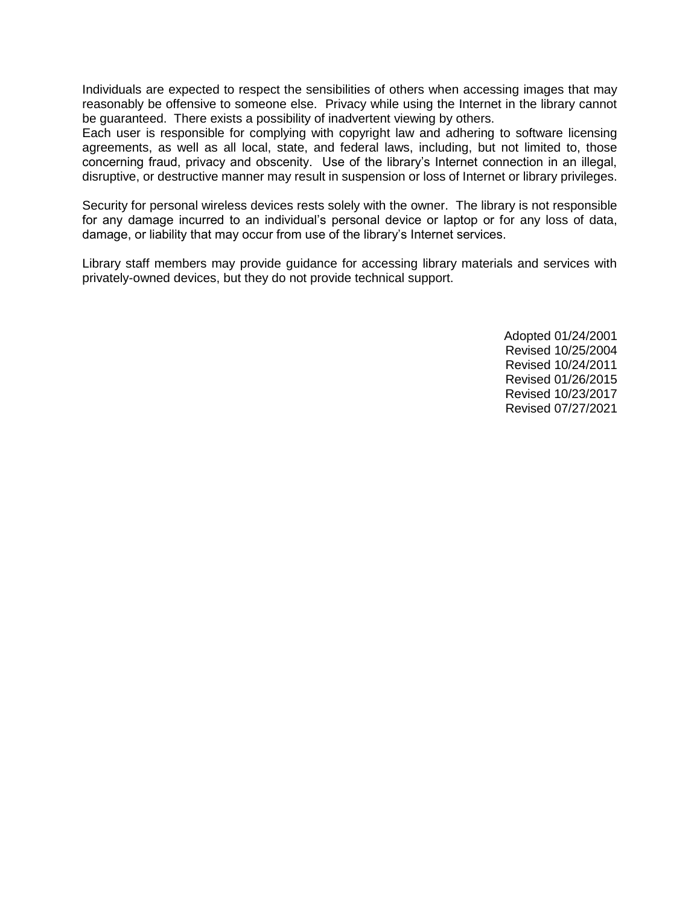Individuals are expected to respect the sensibilities of others when accessing images that may reasonably be offensive to someone else. Privacy while using the Internet in the library cannot be guaranteed. There exists a possibility of inadvertent viewing by others.
Each user is responsible for complying with copyright law and adhering to software licensing agreements, as well as all local, state, and federal laws, including, but not limited to, those concerning fraud, privacy and obscenity. Use of the library's Internet connection in an illegal, disruptive, or destructive manner may result in suspension or loss of Internet or library privileges.

Security for personal wireless devices rests solely with the owner. The library is not responsible for any damage incurred to an individual's personal device or laptop or for any loss of data, damage, or liability that may occur from use of the library's Internet services.

Library staff members may provide guidance for accessing library materials and services with privately-owned devices, but they do not provide technical support.

Adopted 01/24/2001
Revised 10/25/2004
Revised 10/24/2011
Revised 01/26/2015
Revised 10/23/2017
Revised 07/27/2021